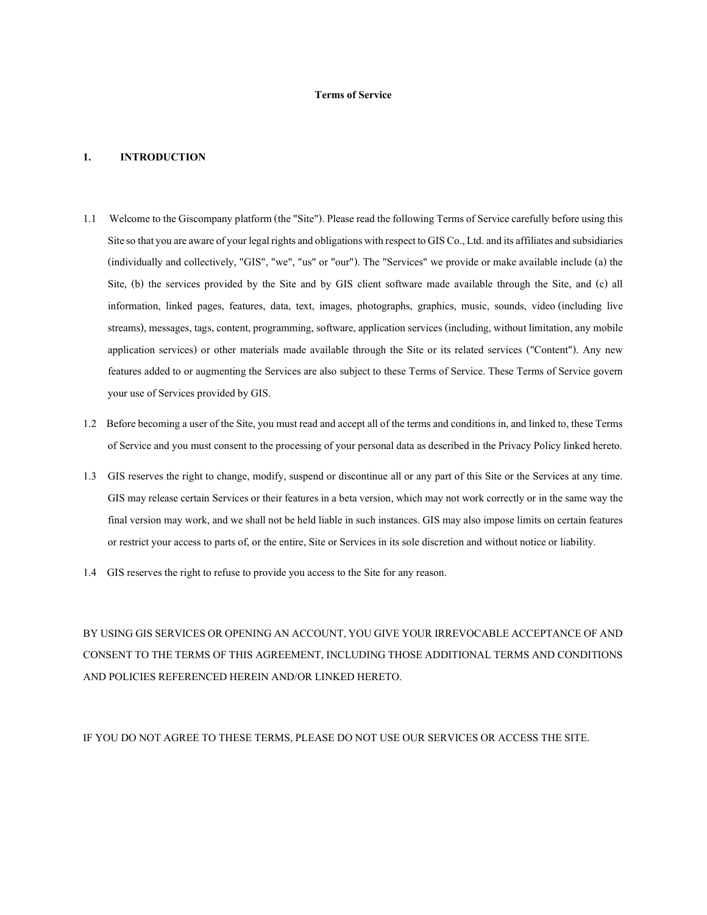# Terms of Service

## 1. INTRODUCTION

1.1 Welcome to the Giscompany platform (the "Site"). Please read the following Terms of Service carefully before using this Site so that you are aware of your legal rights and obligations with respect to GIS Co., Ltd. and its affiliates and subsidiaries (individually and collectively, "GIS", "we", "us" or "our"). The "Services" we provide or make available include (a) the Site, (b) the services provided by the Site and by GIS client software made available through the Site, and (c) all information, linked pages, features, data, text, images, photographs, graphics, music, sounds, video (including live streams), messages, tags, content, programming, software, application services (including, without limitation, any mobile application services) or other materials made available through the Site or its related services ("Content"). Any new features added to or augmenting the Services are also subject to these Terms of Service. These Terms of Service govern your use of Services provided by GIS.

1.2 Before becoming a user of the Site, you must read and accept all of the terms and conditions in, and linked to, these Terms of Service and you must consent to the processing of your personal data as described in the Privacy Policy linked hereto.

1.3 GIS reserves the right to change, modify, suspend or discontinue all or any part of this Site or the Services at any time. GIS may release certain Services or their features in a beta version, which may not work correctly or in the same way the final version may work, and we shall not be held liable in such instances. GIS may also impose limits on certain features or restrict your access to parts of, or the entire, Site or Services in its sole discretion and without notice or liability.

1.4 GIS reserves the right to refuse to provide you access to the Site for any reason.

BY USING GIS SERVICES OR OPENING AN ACCOUNT, YOU GIVE YOUR IRREVOCABLE ACCEPTANCE OF AND CONSENT TO THE TERMS OF THIS AGREEMENT, INCLUDING THOSE ADDITIONAL TERMS AND CONDITIONS AND POLICIES REFERENCED HEREIN AND/OR LINKED HERETO.

IF YOU DO NOT AGREE TO THESE TERMS, PLEASE DO NOT USE OUR SERVICES OR ACCESS THE SITE.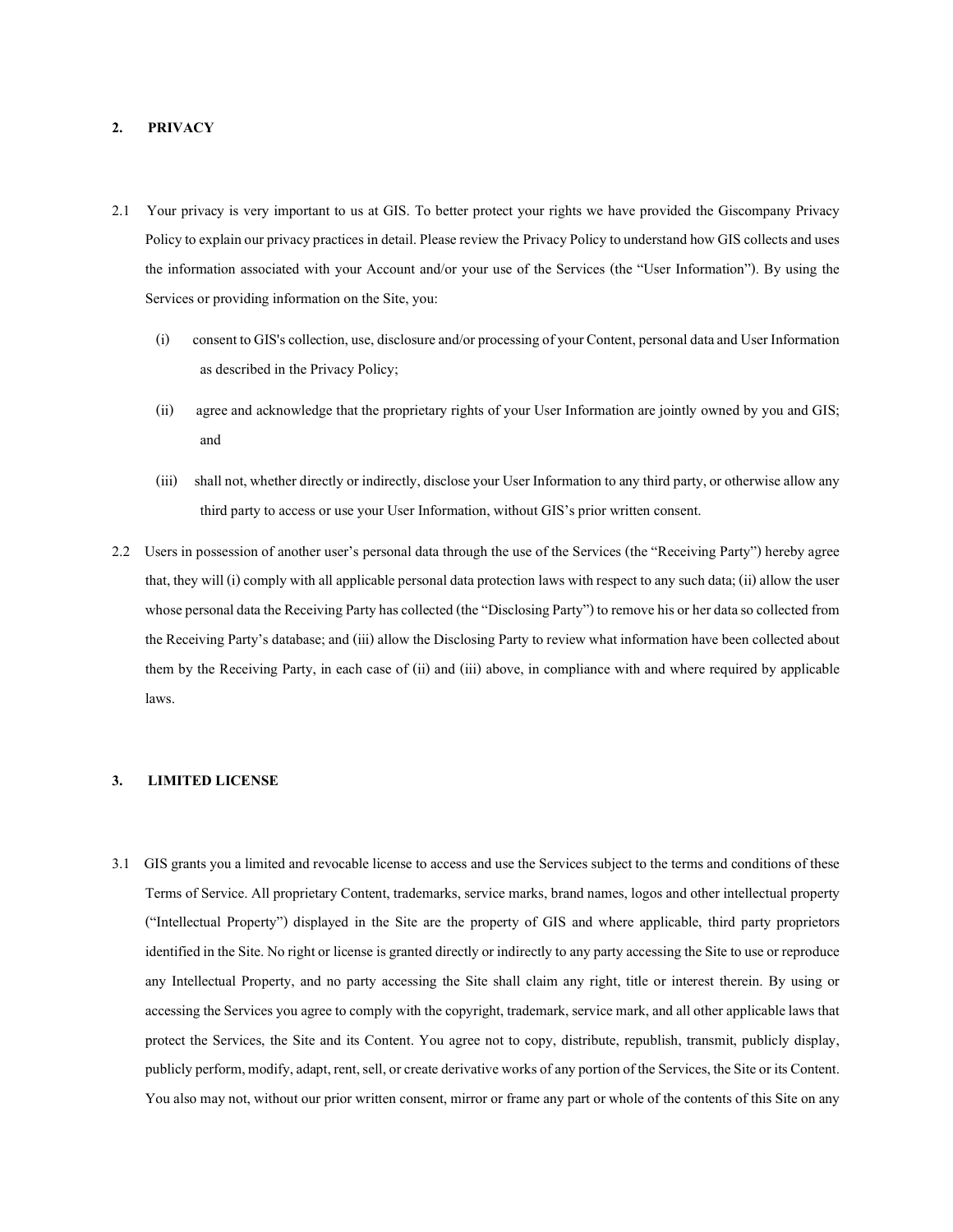## 2. PRIVACY

2.1 Your privacy is very important to us at GIS. To better protect your rights we have provided the Giscompany Privacy Policy to explain our privacy practices in detail. Please review the Privacy Policy to understand how GIS collects and uses the information associated with your Account and/or your use of the Services (the "User Information"). By using the Services or providing information on the Site, you:

(i) consent to GIS's collection, use, disclosure and/or processing of your Content, personal data and User Information as described in the Privacy Policy;

(ii) agree and acknowledge that the proprietary rights of your User Information are jointly owned by you and GIS; and

(iii) shall not, whether directly or indirectly, disclose your User Information to any third party, or otherwise allow any third party to access or use your User Information, without GIS's prior written consent.

2.2 Users in possession of another user's personal data through the use of the Services (the "Receiving Party") hereby agree that, they will (i) comply with all applicable personal data protection laws with respect to any such data; (ii) allow the user whose personal data the Receiving Party has collected (the "Disclosing Party") to remove his or her data so collected from the Receiving Party's database; and (iii) allow the Disclosing Party to review what information have been collected about them by the Receiving Party, in each case of (ii) and (iii) above, in compliance with and where required by applicable laws.

## 3. LIMITED LICENSE

3.1 GIS grants you a limited and revocable license to access and use the Services subject to the terms and conditions of these Terms of Service. All proprietary Content, trademarks, service marks, brand names, logos and other intellectual property ("Intellectual Property") displayed in the Site are the property of GIS and where applicable, third party proprietors identified in the Site. No right or license is granted directly or indirectly to any party accessing the Site to use or reproduce any Intellectual Property, and no party accessing the Site shall claim any right, title or interest therein. By using or accessing the Services you agree to comply with the copyright, trademark, service mark, and all other applicable laws that protect the Services, the Site and its Content. You agree not to copy, distribute, republish, transmit, publicly display, publicly perform, modify, adapt, rent, sell, or create derivative works of any portion of the Services, the Site or its Content. You also may not, without our prior written consent, mirror or frame any part or whole of the contents of this Site on any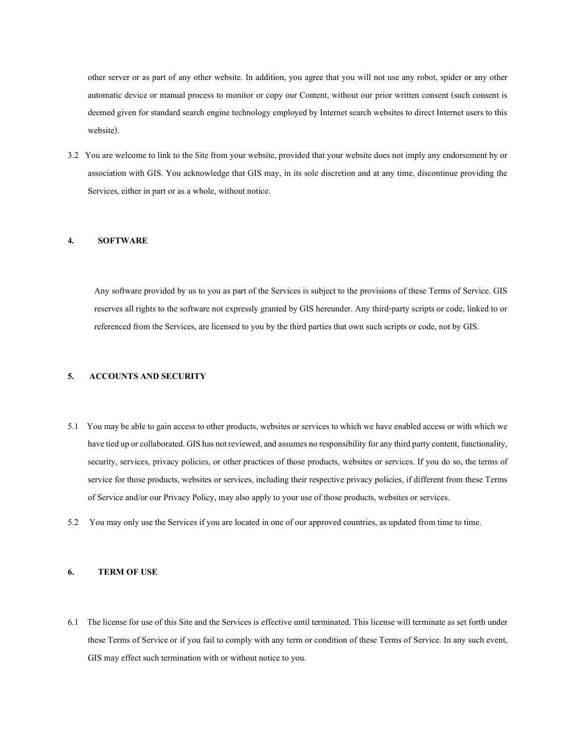other server or as part of any other website. In addition, you agree that you will not use any robot, spider or any other automatic device or manual process to monitor or copy our Content, without our prior written consent (such consent is deemed given for standard search engine technology employed by Internet search websites to direct Internet users to this website).

3.2 You are welcome to link to the Site from your website, provided that your website does not imply any endorsement by or association with GIS. You acknowledge that GIS may, in its sole discretion and at any time, discontinue providing the Services, either in part or as a whole, without notice.

## 4. SOFTWARE

Any software provided by us to you as part of the Services is subject to the provisions of these Terms of Service. GIS reserves all rights to the software not expressly granted by GIS hereunder. Any third-party scripts or code, linked to or referenced from the Services, are licensed to you by the third parties that own such scripts or code, not by GIS.

## 5. ACCOUNTS AND SECURITY

5.1 You may be able to gain access to other products, websites or services to which we have enabled access or with which we have tied up or collaborated. GIS has not reviewed, and assumes no responsibility for any third party content, functionality, security, services, privacy policies, or other practices of those products, websites or services. If you do so, the terms of service for those products, websites or services, including their respective privacy policies, if different from these Terms of Service and/or our Privacy Policy, may also apply to your use of those products, websites or services.

5.2 You may only use the Services if you are located in one of our approved countries, as updated from time to time.

## 6. TERM OF USE

6.1 The license for use of this Site and the Services is effective until terminated. This license will terminate as set forth under these Terms of Service or if you fail to comply with any term or condition of these Terms of Service. In any such event, GIS may effect such termination with or without notice to you.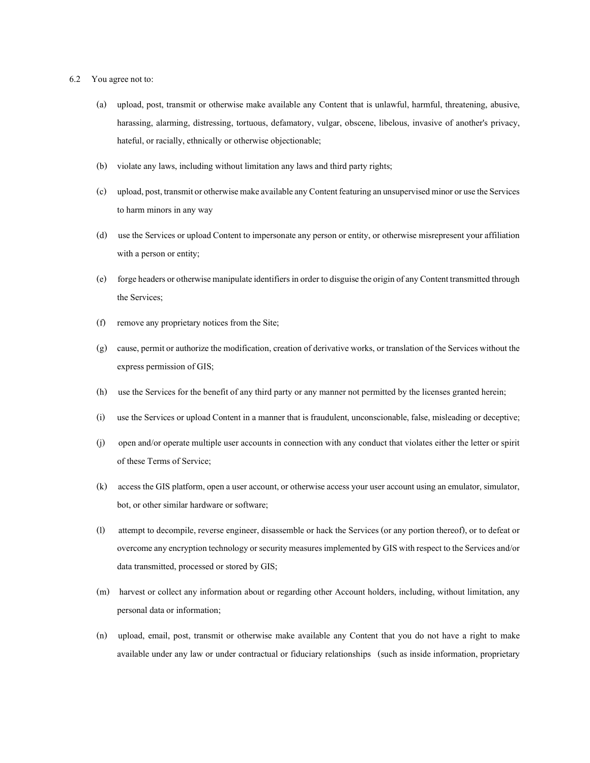6.2 You agree not to:

(a) upload, post, transmit or otherwise make available any Content that is unlawful, harmful, threatening, abusive, harassing, alarming, distressing, tortuous, defamatory, vulgar, obscene, libelous, invasive of another's privacy, hateful, or racially, ethnically or otherwise objectionable;

(b) violate any laws, including without limitation any laws and third party rights;

(c) upload, post, transmit or otherwise make available any Content featuring an unsupervised minor or use the Services to harm minors in any way

(d) use the Services or upload Content to impersonate any person or entity, or otherwise misrepresent your affiliation with a person or entity;

(e) forge headers or otherwise manipulate identifiers in order to disguise the origin of any Content transmitted through the Services;

(f) remove any proprietary notices from the Site;

(g) cause, permit or authorize the modification, creation of derivative works, or translation of the Services without the express permission of GIS;

(h) use the Services for the benefit of any third party or any manner not permitted by the licenses granted herein;

(i) use the Services or upload Content in a manner that is fraudulent, unconscionable, false, misleading or deceptive;

(j) open and/or operate multiple user accounts in connection with any conduct that violates either the letter or spirit of these Terms of Service;

(k) access the GIS platform, open a user account, or otherwise access your user account using an emulator, simulator, bot, or other similar hardware or software;

(l) attempt to decompile, reverse engineer, disassemble or hack the Services (or any portion thereof), or to defeat or overcome any encryption technology or security measures implemented by GIS with respect to the Services and/or data transmitted, processed or stored by GIS;

(m) harvest or collect any information about or regarding other Account holders, including, without limitation, any personal data or information;

(n) upload, email, post, transmit or otherwise make available any Content that you do not have a right to make available under any law or under contractual or fiduciary relationships (such as inside information, proprietary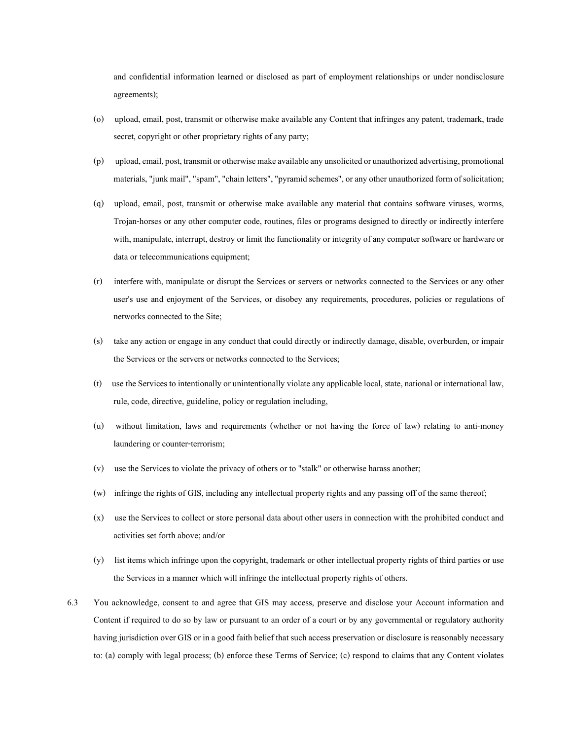and confidential information learned or disclosed as part of employment relationships or under nondisclosure agreements);

(o) upload, email, post, transmit or otherwise make available any Content that infringes any patent, trademark, trade secret, copyright or other proprietary rights of any party;

(p) upload, email, post, transmit or otherwise make available any unsolicited or unauthorized advertising, promotional materials, "junk mail", "spam", "chain letters", "pyramid schemes", or any other unauthorized form of solicitation;

(q) upload, email, post, transmit or otherwise make available any material that contains software viruses, worms, Trojan-horses or any other computer code, routines, files or programs designed to directly or indirectly interfere with, manipulate, interrupt, destroy or limit the functionality or integrity of any computer software or hardware or data or telecommunications equipment;

(r) interfere with, manipulate or disrupt the Services or servers or networks connected to the Services or any other user's use and enjoyment of the Services, or disobey any requirements, procedures, policies or regulations of networks connected to the Site;

(s) take any action or engage in any conduct that could directly or indirectly damage, disable, overburden, or impair the Services or the servers or networks connected to the Services;

(t) use the Services to intentionally or unintentionally violate any applicable local, state, national or international law, rule, code, directive, guideline, policy or regulation including,

(u) without limitation, laws and requirements (whether or not having the force of law) relating to anti-money laundering or counter-terrorism;

(v) use the Services to violate the privacy of others or to "stalk" or otherwise harass another;

(w) infringe the rights of GIS, including any intellectual property rights and any passing off of the same thereof;

(x) use the Services to collect or store personal data about other users in connection with the prohibited conduct and activities set forth above; and/or

(y) list items which infringe upon the copyright, trademark or other intellectual property rights of third parties or use the Services in a manner which will infringe the intellectual property rights of others.

6.3 You acknowledge, consent to and agree that GIS may access, preserve and disclose your Account information and Content if required to do so by law or pursuant to an order of a court or by any governmental or regulatory authority having jurisdiction over GIS or in a good faith belief that such access preservation or disclosure is reasonably necessary to: (a) comply with legal process; (b) enforce these Terms of Service; (c) respond to claims that any Content violates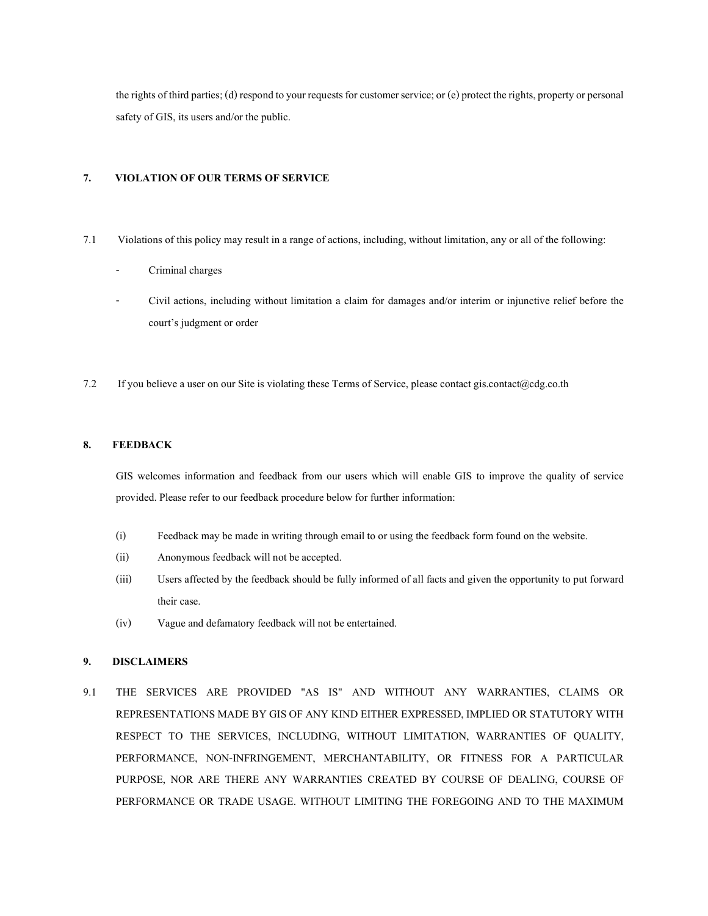the rights of third parties; (d) respond to your requests for customer service; or (e) protect the rights, property or personal safety of GIS, its users and/or the public.

## 7. VIOLATION OF OUR TERMS OF SERVICE

7.1 Violations of this policy may result in a range of actions, including, without limitation, any or all of the following:

- Criminal charges
- Civil actions, including without limitation a claim for damages and/or interim or injunctive relief before the court's judgment or order

7.2 If you believe a user on our Site is violating these Terms of Service, please contact gis.contact@cdg.co.th

## 8. FEEDBACK

GIS welcomes information and feedback from our users which will enable GIS to improve the quality of service provided. Please refer to our feedback procedure below for further information:

(i) Feedback may be made in writing through email to or using the feedback form found on the website.

(ii) Anonymous feedback will not be accepted.

(iii) Users affected by the feedback should be fully informed of all facts and given the opportunity to put forward their case.

(iv) Vague and defamatory feedback will not be entertained.

## 9. DISCLAIMERS

9.1 THE SERVICES ARE PROVIDED "AS IS" AND WITHOUT ANY WARRANTIES, CLAIMS OR REPRESENTATIONS MADE BY GIS OF ANY KIND EITHER EXPRESSED, IMPLIED OR STATUTORY WITH RESPECT TO THE SERVICES, INCLUDING, WITHOUT LIMITATION, WARRANTIES OF QUALITY, PERFORMANCE, NON-INFRINGEMENT, MERCHANTABILITY, OR FITNESS FOR A PARTICULAR PURPOSE, NOR ARE THERE ANY WARRANTIES CREATED BY COURSE OF DEALING, COURSE OF PERFORMANCE OR TRADE USAGE. WITHOUT LIMITING THE FOREGOING AND TO THE MAXIMUM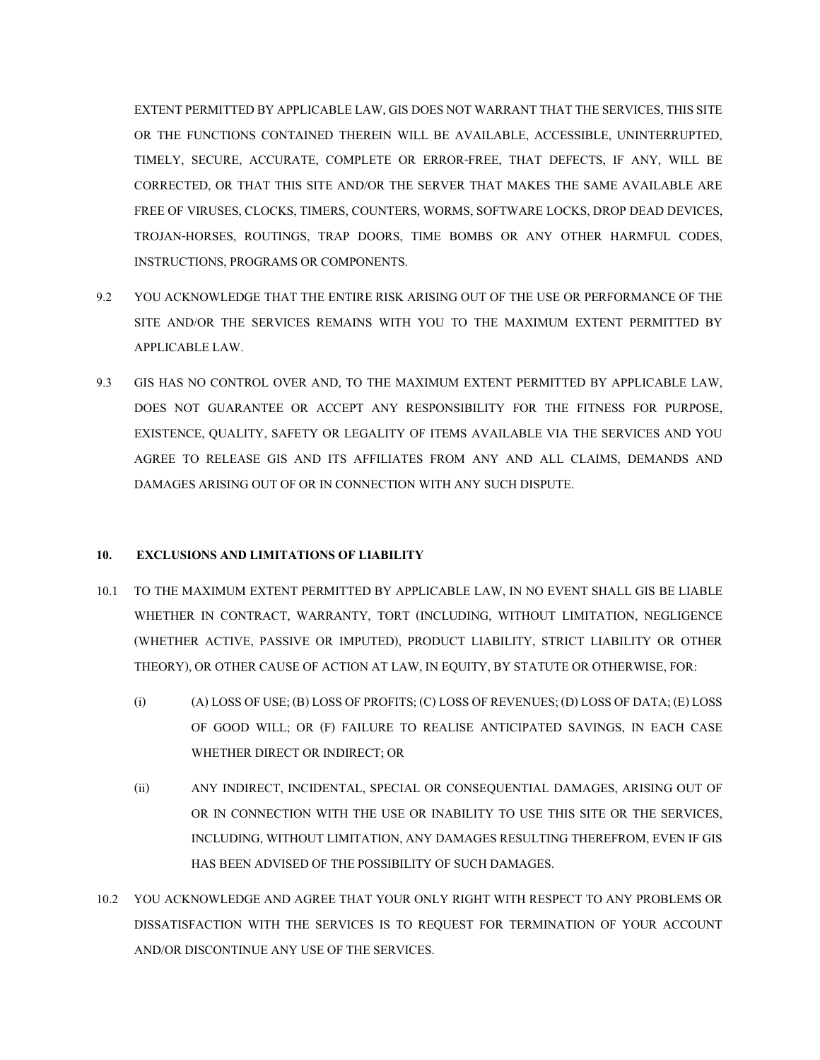EXTENT PERMITTED BY APPLICABLE LAW, GIS DOES NOT WARRANT THAT THE SERVICES, THIS SITE OR THE FUNCTIONS CONTAINED THEREIN WILL BE AVAILABLE, ACCESSIBLE, UNINTERRUPTED, TIMELY, SECURE, ACCURATE, COMPLETE OR ERROR-FREE, THAT DEFECTS, IF ANY, WILL BE CORRECTED, OR THAT THIS SITE AND/OR THE SERVER THAT MAKES THE SAME AVAILABLE ARE FREE OF VIRUSES, CLOCKS, TIMERS, COUNTERS, WORMS, SOFTWARE LOCKS, DROP DEAD DEVICES, TROJAN-HORSES, ROUTINGS, TRAP DOORS, TIME BOMBS OR ANY OTHER HARMFUL CODES, INSTRUCTIONS, PROGRAMS OR COMPONENTS.

9.2 YOU ACKNOWLEDGE THAT THE ENTIRE RISK ARISING OUT OF THE USE OR PERFORMANCE OF THE SITE AND/OR THE SERVICES REMAINS WITH YOU TO THE MAXIMUM EXTENT PERMITTED BY APPLICABLE LAW.

9.3 GIS HAS NO CONTROL OVER AND, TO THE MAXIMUM EXTENT PERMITTED BY APPLICABLE LAW, DOES NOT GUARANTEE OR ACCEPT ANY RESPONSIBILITY FOR THE FITNESS FOR PURPOSE, EXISTENCE, QUALITY, SAFETY OR LEGALITY OF ITEMS AVAILABLE VIA THE SERVICES AND YOU AGREE TO RELEASE GIS AND ITS AFFILIATES FROM ANY AND ALL CLAIMS, DEMANDS AND DAMAGES ARISING OUT OF OR IN CONNECTION WITH ANY SUCH DISPUTE.

**10. EXCLUSIONS AND LIMITATIONS OF LIABILITY**

10.1 TO THE MAXIMUM EXTENT PERMITTED BY APPLICABLE LAW, IN NO EVENT SHALL GIS BE LIABLE WHETHER IN CONTRACT, WARRANTY, TORT (INCLUDING, WITHOUT LIMITATION, NEGLIGENCE (WHETHER ACTIVE, PASSIVE OR IMPUTED), PRODUCT LIABILITY, STRICT LIABILITY OR OTHER THEORY), OR OTHER CAUSE OF ACTION AT LAW, IN EQUITY, BY STATUTE OR OTHERWISE, FOR:

(i) (A) LOSS OF USE; (B) LOSS OF PROFITS; (C) LOSS OF REVENUES; (D) LOSS OF DATA; (E) LOSS OF GOOD WILL; OR (F) FAILURE TO REALISE ANTICIPATED SAVINGS, IN EACH CASE WHETHER DIRECT OR INDIRECT; OR

(ii) ANY INDIRECT, INCIDENTAL, SPECIAL OR CONSEQUENTIAL DAMAGES, ARISING OUT OF OR IN CONNECTION WITH THE USE OR INABILITY TO USE THIS SITE OR THE SERVICES, INCLUDING, WITHOUT LIMITATION, ANY DAMAGES RESULTING THEREFROM, EVEN IF GIS HAS BEEN ADVISED OF THE POSSIBILITY OF SUCH DAMAGES.

10.2 YOU ACKNOWLEDGE AND AGREE THAT YOUR ONLY RIGHT WITH RESPECT TO ANY PROBLEMS OR DISSATISFACTION WITH THE SERVICES IS TO REQUEST FOR TERMINATION OF YOUR ACCOUNT AND/OR DISCONTINUE ANY USE OF THE SERVICES.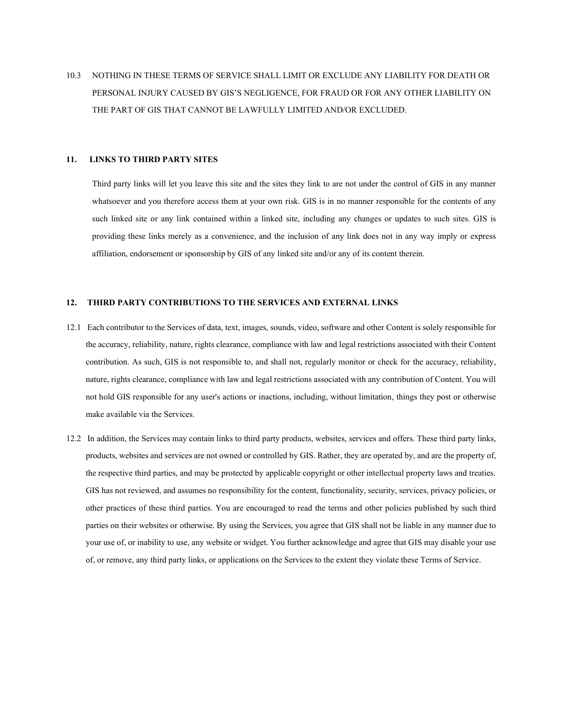10.3 NOTHING IN THESE TERMS OF SERVICE SHALL LIMIT OR EXCLUDE ANY LIABILITY FOR DEATH OR PERSONAL INJURY CAUSED BY GIS'S NEGLIGENCE, FOR FRAUD OR FOR ANY OTHER LIABILITY ON THE PART OF GIS THAT CANNOT BE LAWFULLY LIMITED AND/OR EXCLUDED.

## 11. LINKS TO THIRD PARTY SITES

Third party links will let you leave this site and the sites they link to are not under the control of GIS in any manner whatsoever and you therefore access them at your own risk. GIS is in no manner responsible for the contents of any such linked site or any link contained within a linked site, including any changes or updates to such sites. GIS is providing these links merely as a convenience, and the inclusion of any link does not in any way imply or express affiliation, endorsement or sponsorship by GIS of any linked site and/or any of its content therein.

## 12. THIRD PARTY CONTRIBUTIONS TO THE SERVICES AND EXTERNAL LINKS

12.1 Each contributor to the Services of data, text, images, sounds, video, software and other Content is solely responsible for the accuracy, reliability, nature, rights clearance, compliance with law and legal restrictions associated with their Content contribution. As such, GIS is not responsible to, and shall not, regularly monitor or check for the accuracy, reliability, nature, rights clearance, compliance with law and legal restrictions associated with any contribution of Content. You will not hold GIS responsible for any user's actions or inactions, including, without limitation, things they post or otherwise make available via the Services.

12.2 In addition, the Services may contain links to third party products, websites, services and offers. These third party links, products, websites and services are not owned or controlled by GIS. Rather, they are operated by, and are the property of, the respective third parties, and may be protected by applicable copyright or other intellectual property laws and treaties. GIS has not reviewed, and assumes no responsibility for the content, functionality, security, services, privacy policies, or other practices of these third parties. You are encouraged to read the terms and other policies published by such third parties on their websites or otherwise. By using the Services, you agree that GIS shall not be liable in any manner due to your use of, or inability to use, any website or widget. You further acknowledge and agree that GIS may disable your use of, or remove, any third party links, or applications on the Services to the extent they violate these Terms of Service.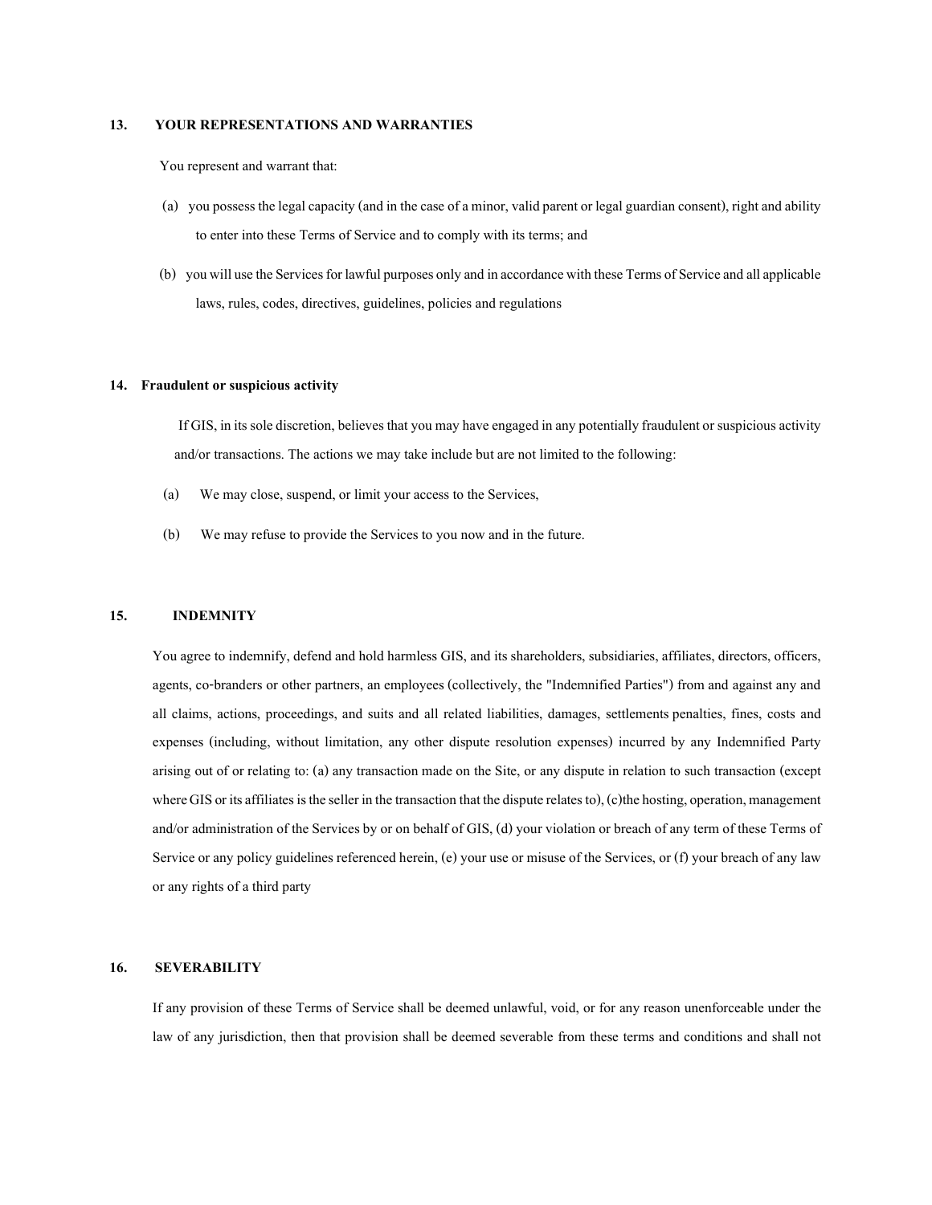## 13. YOUR REPRESENTATIONS AND WARRANTIES

You represent and warrant that:

(a) you possess the legal capacity (and in the case of a minor, valid parent or legal guardian consent), right and ability to enter into these Terms of Service and to comply with its terms; and

(b) you will use the Services for lawful purposes only and in accordance with these Terms of Service and all applicable laws, rules, codes, directives, guidelines, policies and regulations

## 14. Fraudulent or suspicious activity

If GIS, in its sole discretion, believes that you may have engaged in any potentially fraudulent or suspicious activity and/or transactions. The actions we may take include but are not limited to the following:

(a) We may close, suspend, or limit your access to the Services,

(b) We may refuse to provide the Services to you now and in the future.

## 15. INDEMNITY

You agree to indemnify, defend and hold harmless GIS, and its shareholders, subsidiaries, affiliates, directors, officers, agents, co-branders or other partners, an employees (collectively, the "Indemnified Parties") from and against any and all claims, actions, proceedings, and suits and all related liabilities, damages, settlements penalties, fines, costs and expenses (including, without limitation, any other dispute resolution expenses) incurred by any Indemnified Party arising out of or relating to: (a) any transaction made on the Site, or any dispute in relation to such transaction (except where GIS or its affiliates is the seller in the transaction that the dispute relates to), (c)the hosting, operation, management and/or administration of the Services by or on behalf of GIS, (d) your violation or breach of any term of these Terms of Service or any policy guidelines referenced herein, (e) your use or misuse of the Services, or (f) your breach of any law or any rights of a third party

## 16. SEVERABILITY

If any provision of these Terms of Service shall be deemed unlawful, void, or for any reason unenforceable under the law of any jurisdiction, then that provision shall be deemed severable from these terms and conditions and shall not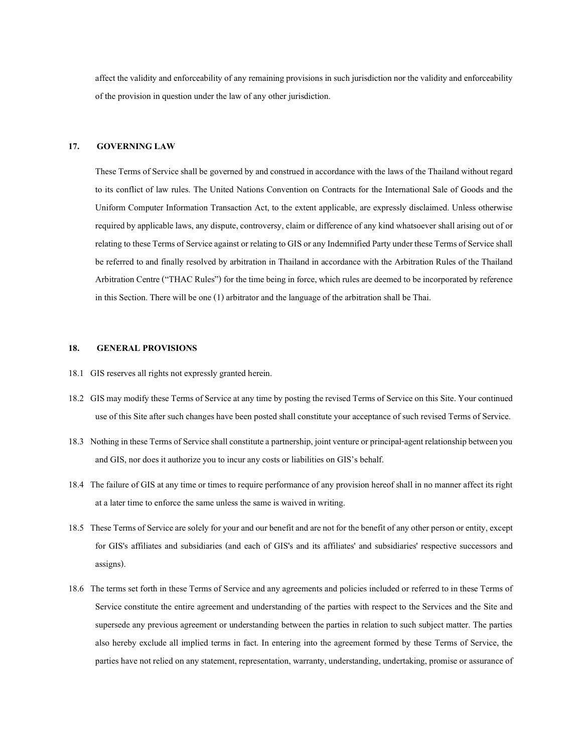affect the validity and enforceability of any remaining provisions in such jurisdiction nor the validity and enforceability of the provision in question under the law of any other jurisdiction.

## 17. GOVERNING LAW

These Terms of Service shall be governed by and construed in accordance with the laws of the Thailand without regard to its conflict of law rules. The United Nations Convention on Contracts for the International Sale of Goods and the Uniform Computer Information Transaction Act, to the extent applicable, are expressly disclaimed. Unless otherwise required by applicable laws, any dispute, controversy, claim or difference of any kind whatsoever shall arising out of or relating to these Terms of Service against or relating to GIS or any Indemnified Party under these Terms of Service shall be referred to and finally resolved by arbitration in Thailand in accordance with the Arbitration Rules of the Thailand Arbitration Centre ("THAC Rules") for the time being in force, which rules are deemed to be incorporated by reference in this Section. There will be one (1) arbitrator and the language of the arbitration shall be Thai.

## 18. GENERAL PROVISIONS

18.1 GIS reserves all rights not expressly granted herein.

18.2 GIS may modify these Terms of Service at any time by posting the revised Terms of Service on this Site. Your continued use of this Site after such changes have been posted shall constitute your acceptance of such revised Terms of Service.

18.3 Nothing in these Terms of Service shall constitute a partnership, joint venture or principal-agent relationship between you and GIS, nor does it authorize you to incur any costs or liabilities on GIS's behalf.

18.4 The failure of GIS at any time or times to require performance of any provision hereof shall in no manner affect its right at a later time to enforce the same unless the same is waived in writing.

18.5 These Terms of Service are solely for your and our benefit and are not for the benefit of any other person or entity, except for GIS's affiliates and subsidiaries (and each of GIS's and its affiliates' and subsidiaries' respective successors and assigns).

18.6 The terms set forth in these Terms of Service and any agreements and policies included or referred to in these Terms of Service constitute the entire agreement and understanding of the parties with respect to the Services and the Site and supersede any previous agreement or understanding between the parties in relation to such subject matter. The parties also hereby exclude all implied terms in fact. In entering into the agreement formed by these Terms of Service, the parties have not relied on any statement, representation, warranty, understanding, undertaking, promise or assurance of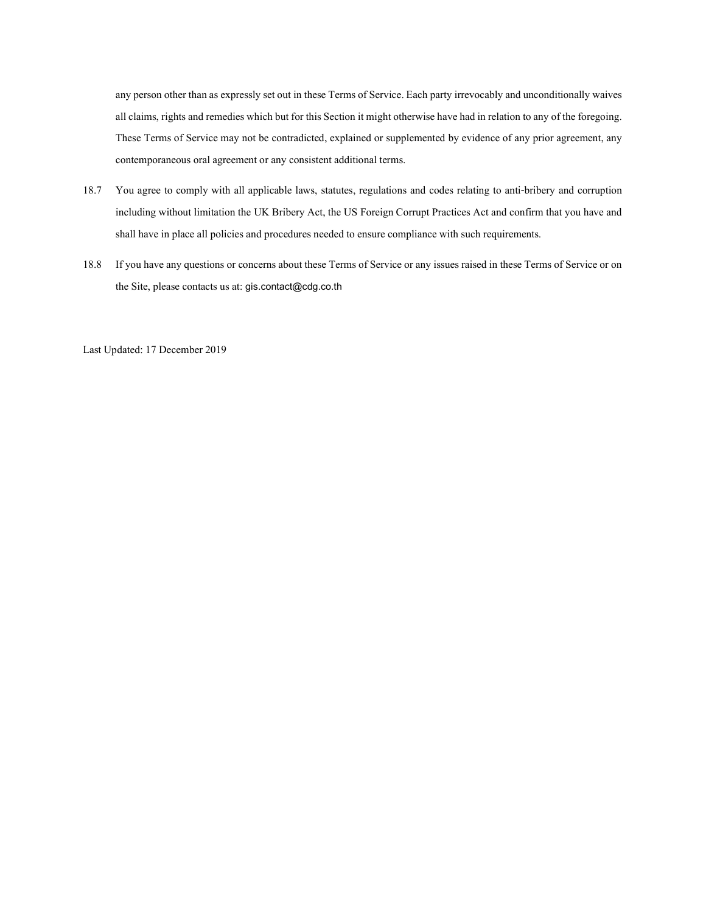any person other than as expressly set out in these Terms of Service. Each party irrevocably and unconditionally waives all claims, rights and remedies which but for this Section it might otherwise have had in relation to any of the foregoing. These Terms of Service may not be contradicted, explained or supplemented by evidence of any prior agreement, any contemporaneous oral agreement or any consistent additional terms.

18.7 You agree to comply with all applicable laws, statutes, regulations and codes relating to anti-bribery and corruption including without limitation the UK Bribery Act, the US Foreign Corrupt Practices Act and confirm that you have and shall have in place all policies and procedures needed to ensure compliance with such requirements.

18.8 If you have any questions or concerns about these Terms of Service or any issues raised in these Terms of Service or on the Site, please contacts us at: gis.contact@cdg.co.th

Last Updated: 17 December 2019